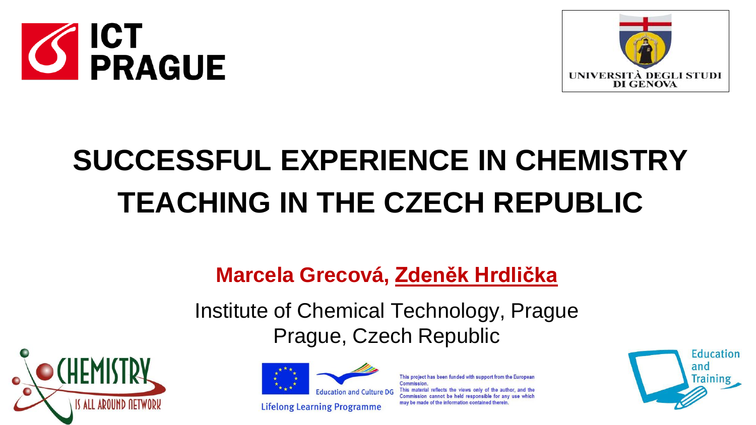ICT PRAGUE

UNIVERSITÀ DEGLI STUDI DI GENOVA

# SUCCESSFUL EXPERIENCE IN CHEMISTRY TEACHING IN THE CZECH REPUBLIC

**Marcela Grecová, Zdeněk Hrdlička**

Institute of Chemical Technology, Prague
Prague, Czech Republic

CHEMISTRY IS ALL AROUND NETWORK

Education and Culture DG

Lifelong Learning Programme

This project has been funded with support from the European Commission.
This material reflects the views only of the author, and the Commission cannot be held responsible for any use which may be made of the information contained therein.

Education and Training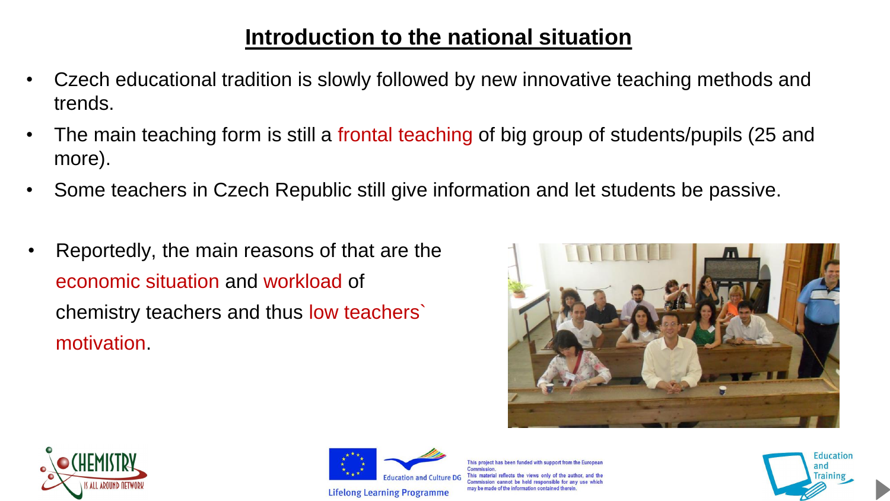# Introduction to the national situation

- Czech educational tradition is slowly followed by new innovative teaching methods and trends.
- The main teaching form is still a frontal teaching of big group of students/pupils (25 and more).
- Some teachers in Czech Republic still give information and let students be passive.
- Reportedly, the main reasons of that are the economic situation and workload of chemistry teachers and thus low teachers` motivation.

This project has been funded with support from the European Commission. This material reflects the views only of the author, and the Commission cannot be held responsible for any use which may be made of the information contained therein.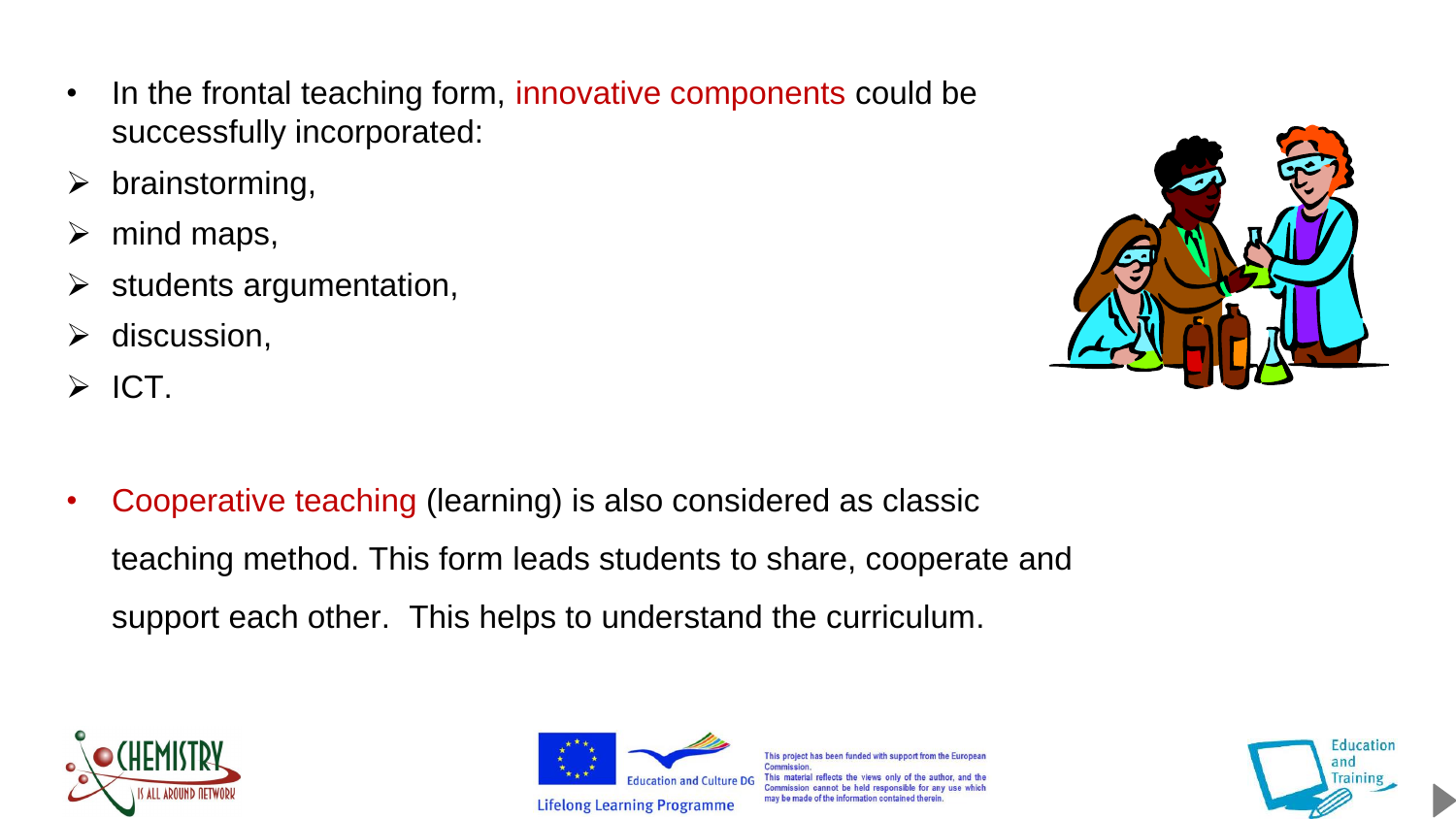- In the frontal teaching form, innovative components could be successfully incorporated:
  - brainstorming,
  - mind maps,
  - students argumentation,
  - discussion,
  - ICT.

- Cooperative teaching (learning) is also considered as classic teaching method. This form leads students to share, cooperate and support each other. This helps to understand the curriculum.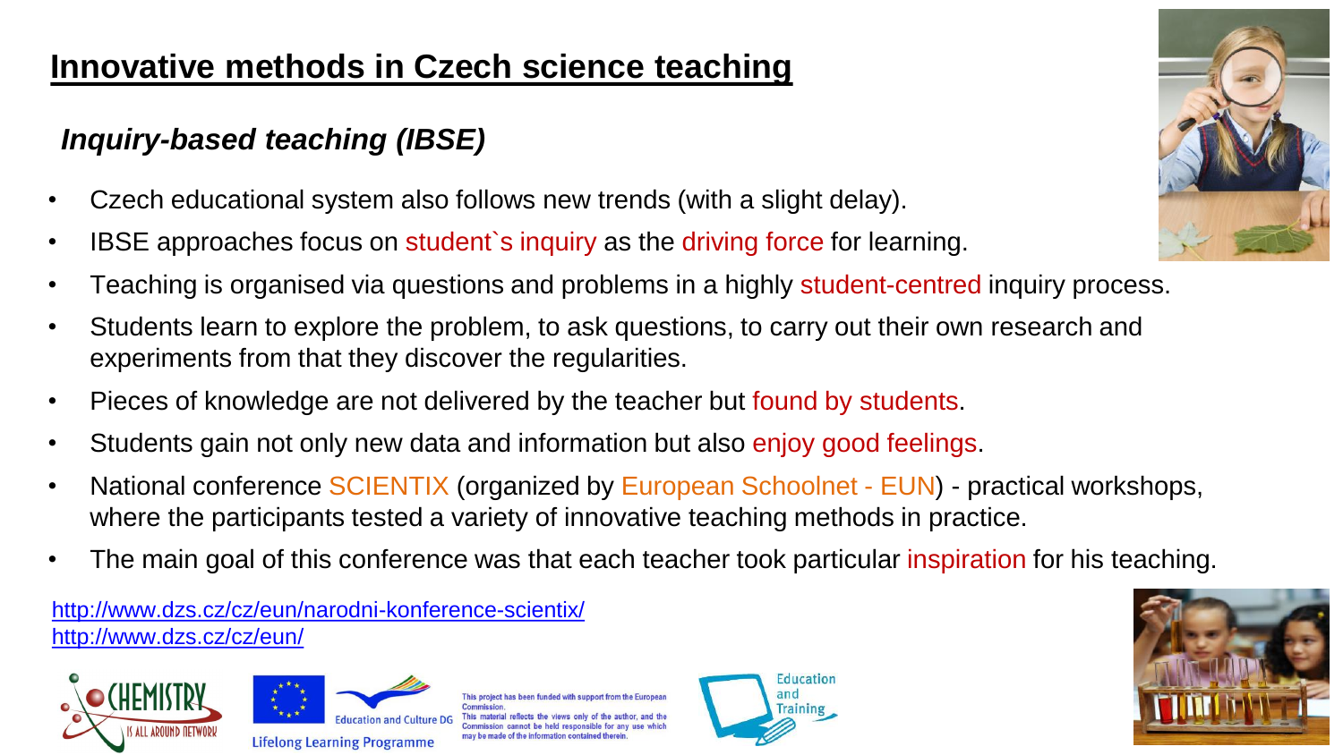# Innovative methods in Czech science teaching

## *Inquiry-based teaching (IBSE)*

- Czech educational system also follows new trends (with a slight delay).
- IBSE approaches focus on student`s inquiry as the driving force for learning.
- Teaching is organised via questions and problems in a highly student-centred inquiry process.
- Students learn to explore the problem, to ask questions, to carry out their own research and experiments from that they discover the regularities.
- Pieces of knowledge are not delivered by the teacher but found by students.
- Students gain not only new data and information but also enjoy good feelings.
- National conference SCIENTIX (organized by European Schoolnet - EUN) - practical workshops, where the participants tested a variety of innovative teaching methods in practice.
- The main goal of this conference was that each teacher took particular inspiration for his teaching.

http://www.dzs.cz/cz/eun/narodni-konference-scientix/
http://www.dzs.cz/cz/eun/

This project has been funded with support from the European Commission. This material reflects the views only of the author, and the Commission cannot be held responsible for any use which may be made of the information contained therein.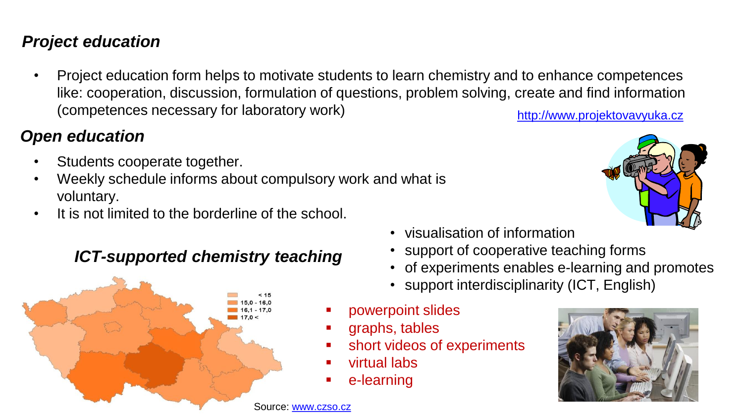### *Project education*

- Project education form helps to motivate students to learn chemistry and to enhance competences like: cooperation, discussion, formulation of questions, problem solving, create and find information (competences necessary for laboratory work)

http://www.projektovavyuka.cz

### *Open education*

- Students cooperate together.
- Weekly schedule informs about compulsory work and what is voluntary.
- It is not limited to the borderline of the school.

### *ICT-supported chemistry teaching*

- visualisation of information
- support of cooperative teaching forms
- of experiments enables e-learning and promotes
- support interdisciplinarity (ICT, English)

- powerpoint slides
- graphs, tables
- short videos of experiments
- virtual labs
- e-learning

| |
|---|
| < 15 |
| 15,0 - 16,0 |
| 16,1 - 17,0 |
| 17,0 < |

Source: www.czso.cz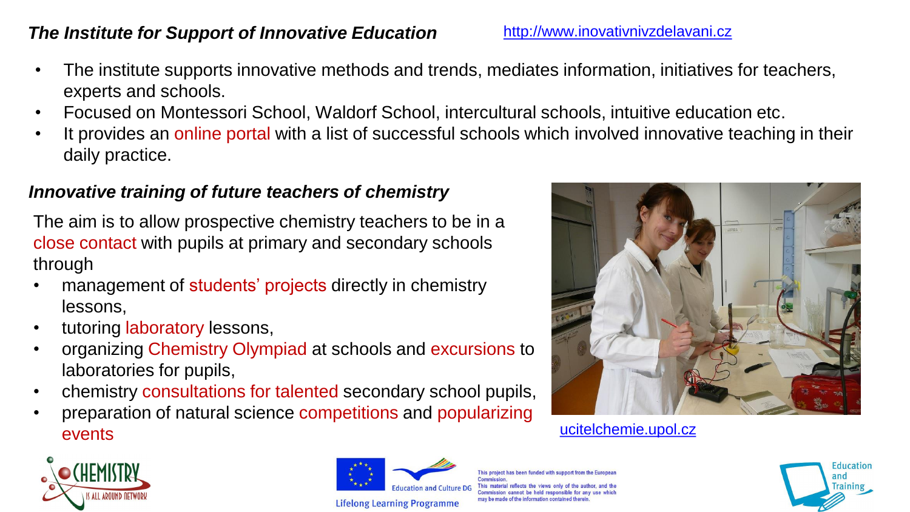## *The Institute for Support of Innovative Education*

http://www.inovativnivzdelavani.cz

- The institute supports innovative methods and trends, mediates information, initiatives for teachers, experts and schools.
- Focused on Montessori School, Waldorf School, intercultural schools, intuitive education etc.
- It provides an online portal with a list of successful schools which involved innovative teaching in their daily practice.

## *Innovative training of future teachers of chemistry*

The aim is to allow prospective chemistry teachers to be in a close contact with pupils at primary and secondary schools through

- management of students' projects directly in chemistry lessons,
- tutoring laboratory lessons,
- organizing Chemistry Olympiad at schools and excursions to laboratories for pupils,
- chemistry consultations for talented secondary school pupils,
- preparation of natural science competitions and popularizing events

ucitelchemie.upol.cz

This project has been funded with support from the European Commission. This material reflects the views only of the author, and the Commission cannot be held responsible for any use which may be made of the information contained therein.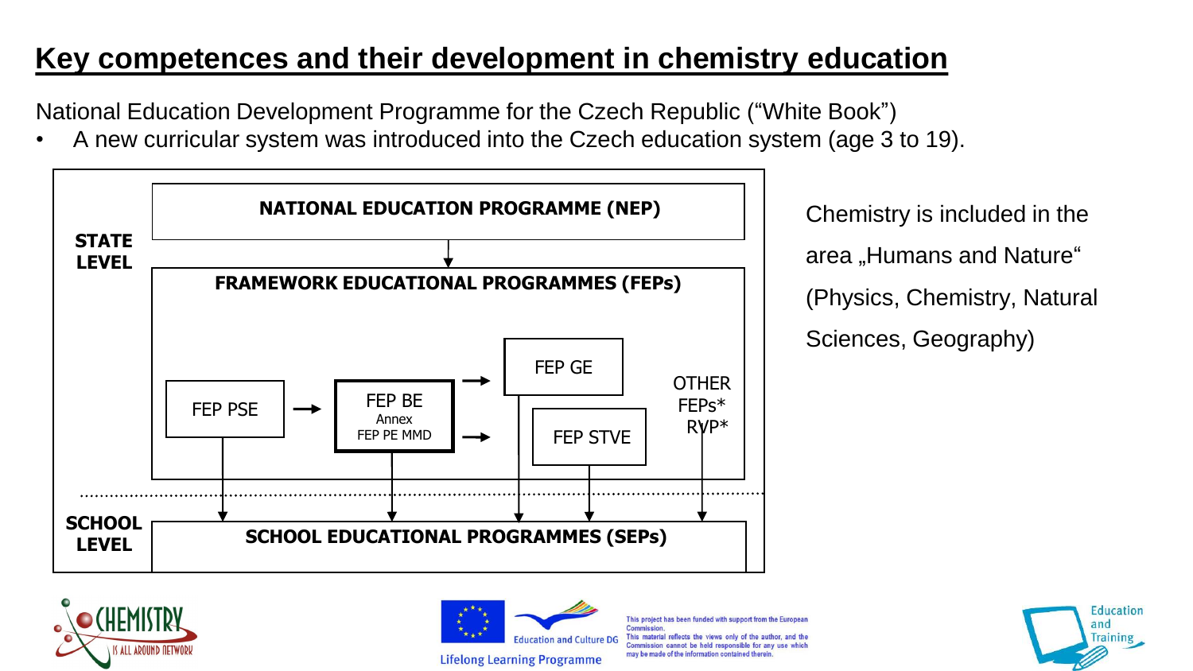# Key competences and their development in chemistry education

National Education Development Programme for the Czech Republic (“White Book”)

- A new curricular system was introduced into the Czech education system (age 3 to 19).

**STATE LEVEL**

**NATIONAL EDUCATION PROGRAMME (NEP)**

**FRAMEWORK EDUCATIONAL PROGRAMMES (FEPs)**

FEP PSE → FEP BE (Annex FEP PE MMD) → FEP GE, FEP STVE

OTHER FEPs* RVP*

**SCHOOL LEVEL**

**SCHOOL EDUCATIONAL PROGRAMMES (SEPs)**

Chemistry is included in the area „Humans and Nature“ (Physics, Chemistry, Natural Sciences, Geography)

This project has been funded with support from the European Commission. This material reflects the views only of the author, and the Commission cannot be held responsible for any use which may be made of the information contained therein.

Education and Culture DG

Lifelong Learning Programme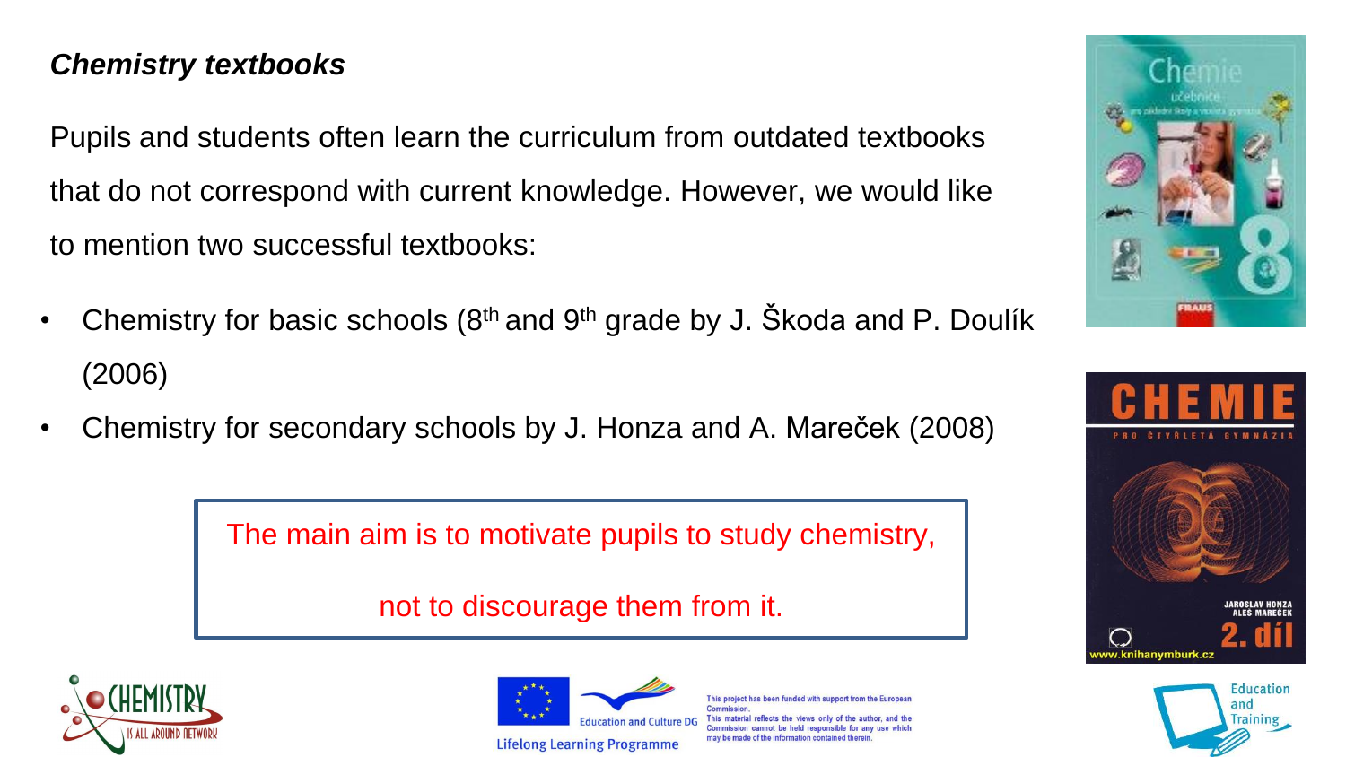## *Chemistry textbooks*

Pupils and students often learn the curriculum from outdated textbooks that do not correspond with current knowledge. However, we would like to mention two successful textbooks:

- Chemistry for basic schools (8th and 9th grade by J. Škoda and P. Doulík (2006)
- Chemistry for secondary schools by J. Honza and A. Mareček (2008)

> The main aim is to motivate pupils to study chemistry,
>
> not to discourage them from it.

This project has been funded with support from the European Commission.
This material reflects the views only of the author, and the Commission cannot be held responsible for any use which may be made of the information contained therein.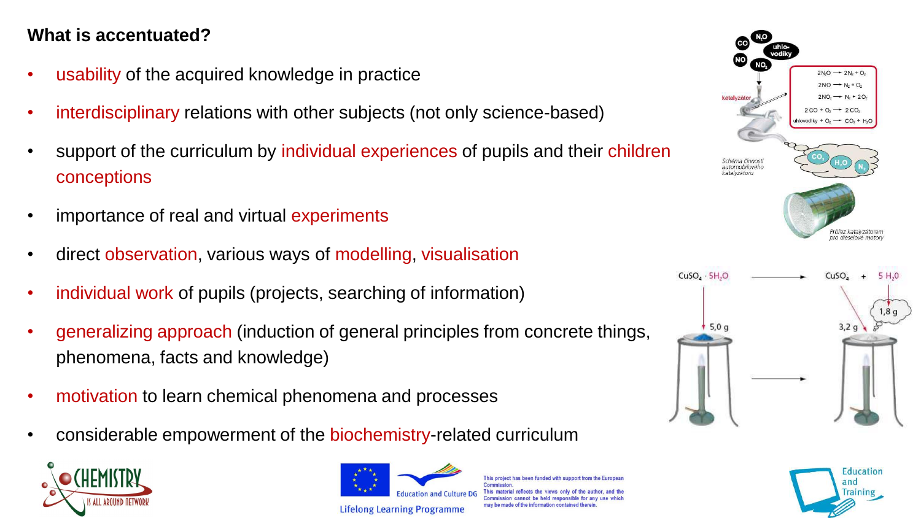**What is accentuated?**

- usability of the acquired knowledge in practice
- interdisciplinary relations with other subjects (not only science-based)
- support of the curriculum by individual experiences of pupils and their children conceptions
- importance of real and virtual experiments
- direct observation, various ways of modelling, visualisation
- individual work of pupils (projects, searching of information)
- generalizing approach (induction of general principles from concrete things, phenomena, facts and knowledge)
- motivation to learn chemical phenomena and processes
- considerable empowerment of the biochemistry-related curriculum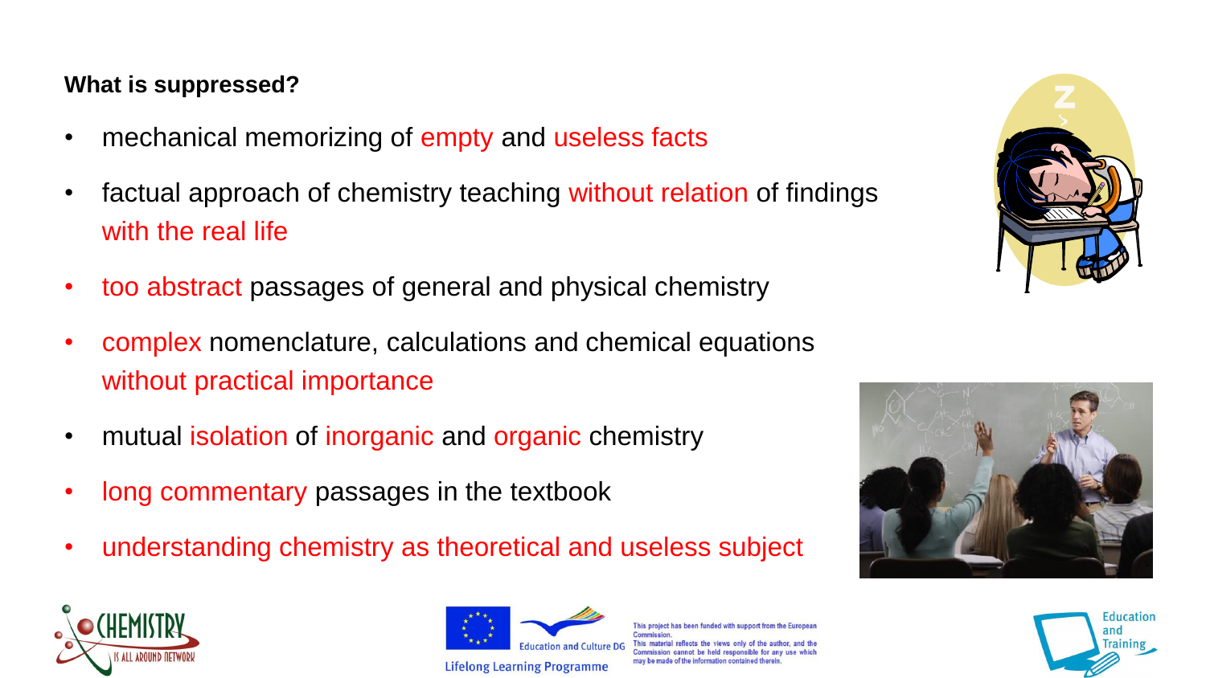**What is suppressed?**

- mechanical memorizing of empty and useless facts
- factual approach of chemistry teaching without relation of findings with the real life
- too abstract passages of general and physical chemistry
- complex nomenclature, calculations and chemical equations without practical importance
- mutual isolation of inorganic and organic chemistry
- long commentary passages in the textbook
- understanding chemistry as theoretical and useless subject

This project has been funded with support from the European Commission. This material reflects the views only of the author, and the Commission cannot be held responsible for any use which may be made of the information contained therein.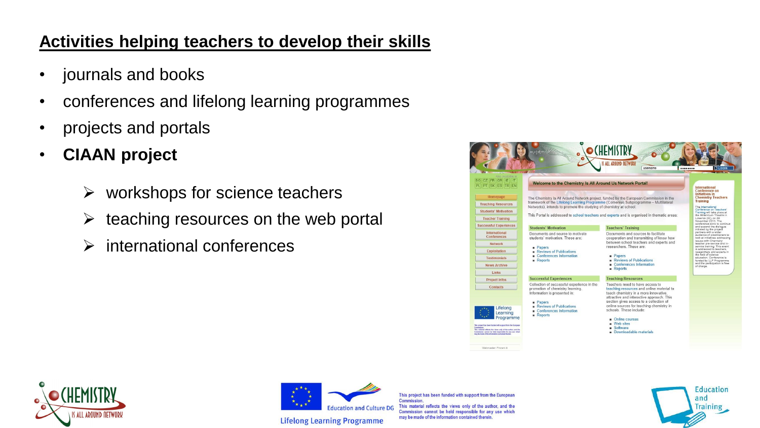## Activities helping teachers to develop their skills

- journals and books
- conferences and lifelong learning programmes
- projects and portals
- **CIAAN project**
  - workshops for science teachers
  - teaching resources on the web portal
  - international conferences

This project has been funded with support from the European Commission.
This material reflects the views only of the author, and the Commission cannot be held responsible for any use which may be made of the information contained therein.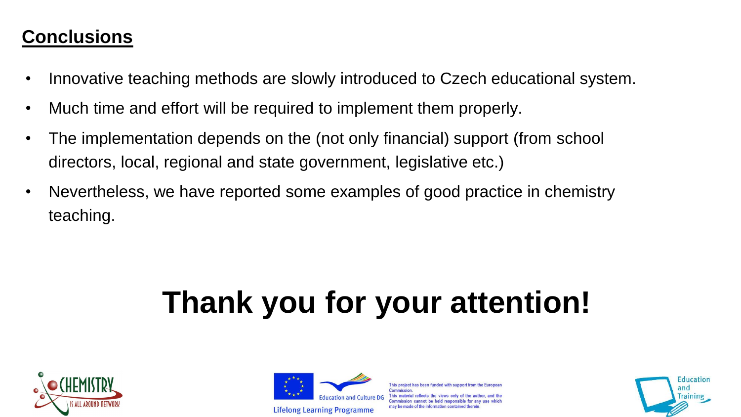## Conclusions

- Innovative teaching methods are slowly introduced to Czech educational system.
- Much time and effort will be required to implement them properly.
- The implementation depends on the (not only financial) support (from school directors, local, regional and state government, legislative etc.)
- Nevertheless, we have reported some examples of good practice in chemistry teaching.

# Thank you for your attention!

Education and Culture DG

Lifelong Learning Programme

This project has been funded with support from the European Commission. This material reflects the views only of the author, and the Commission cannot be held responsible for any use which may be made of the information contained therein.